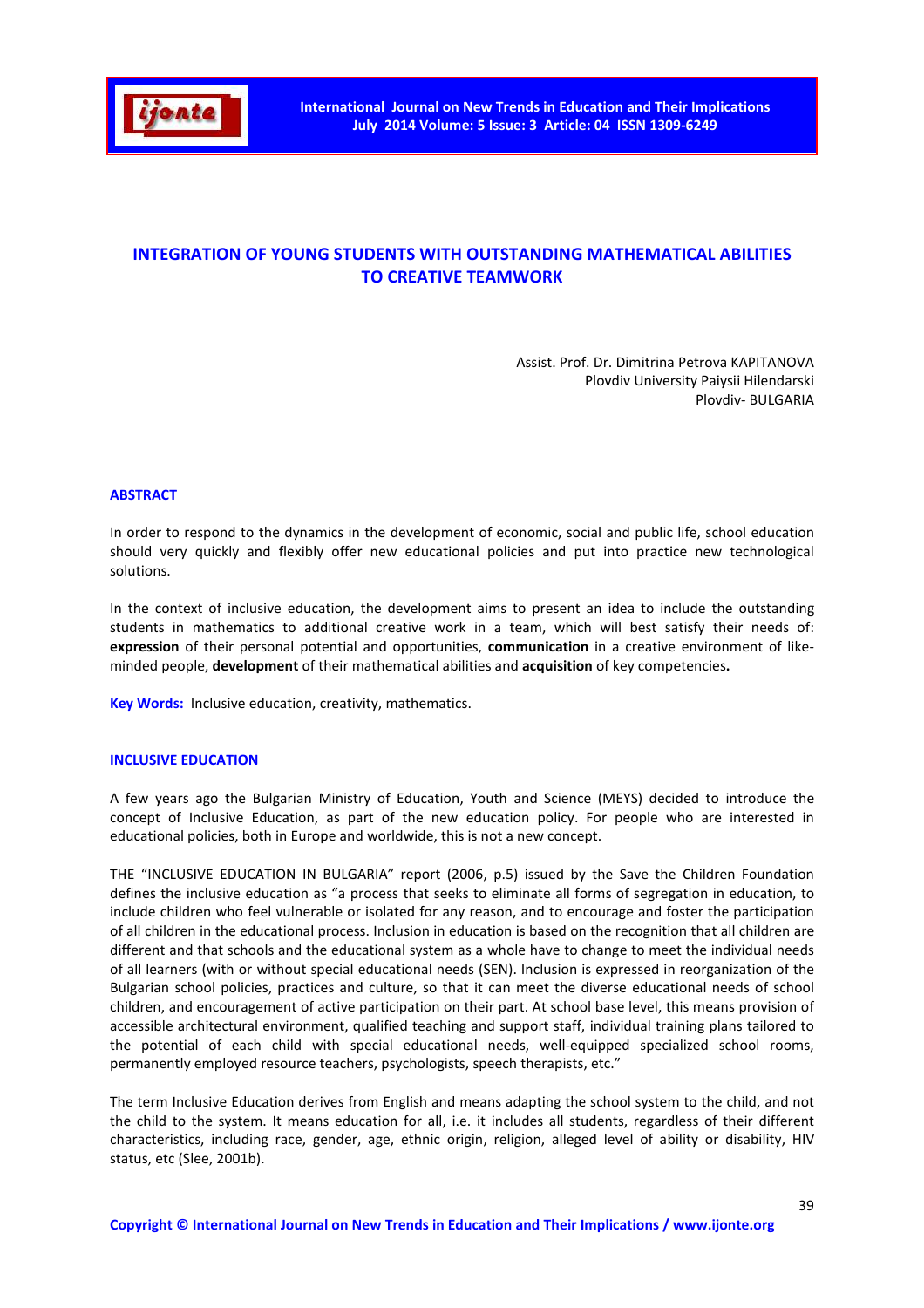# INTEGRATION OF YOUNG STUDENTS WITH OUTSTANDING MATHEMATICAL ABILITIES TO CREATIVE TEAMWORK

Assist. Prof. Dr. Dimitrina Petrova KAPITANOVA
Plovdiv University Paiysii Hilendarski
Plovdiv- BULGARIA

## ABSTRACT

In order to respond to the dynamics in the development of economic, social and public life, school education should very quickly and flexibly offer new educational policies and put into practice new technological solutions.

In the context of inclusive education, the development aims to present an idea to include the outstanding students in mathematics to additional creative work in a team, which will best satisfy their needs of: **expression** of their personal potential and opportunities, **communication** in a creative environment of like-minded people, **development** of their mathematical abilities and **acquisition** of key competencies**.**

**Key Words:** Inclusive education, creativity, mathematics.

## INCLUSIVE EDUCATION

A few years ago the Bulgarian Ministry of Education, Youth and Science (MEYS) decided to introduce the concept of Inclusive Education, as part of the new education policy. For people who are interested in educational policies, both in Europe and worldwide, this is not a new concept.

THE "INCLUSIVE EDUCATION IN BULGARIA" report (2006, p.5) issued by the Save the Children Foundation defines the inclusive education as "a process that seeks to eliminate all forms of segregation in education, to include children who feel vulnerable or isolated for any reason, and to encourage and foster the participation of all children in the educational process. Inclusion in education is based on the recognition that all children are different and that schools and the educational system as a whole have to change to meet the individual needs of all learners (with or without special educational needs (SEN). Inclusion is expressed in reorganization of the Bulgarian school policies, practices and culture, so that it can meet the diverse educational needs of school children, and encouragement of active participation on their part. At school base level, this means provision of accessible architectural environment, qualified teaching and support staff, individual training plans tailored to the potential of each child with special educational needs, well-equipped specialized school rooms, permanently employed resource teachers, psychologists, speech therapists, etc."

The term Inclusive Education derives from English and means adapting the school system to the child, and not the child to the system. It means education for all, i.e. it includes all students, regardless of their different characteristics, including race, gender, age, ethnic origin, religion, alleged level of ability or disability, HIV status, etc (Slee, 2001b).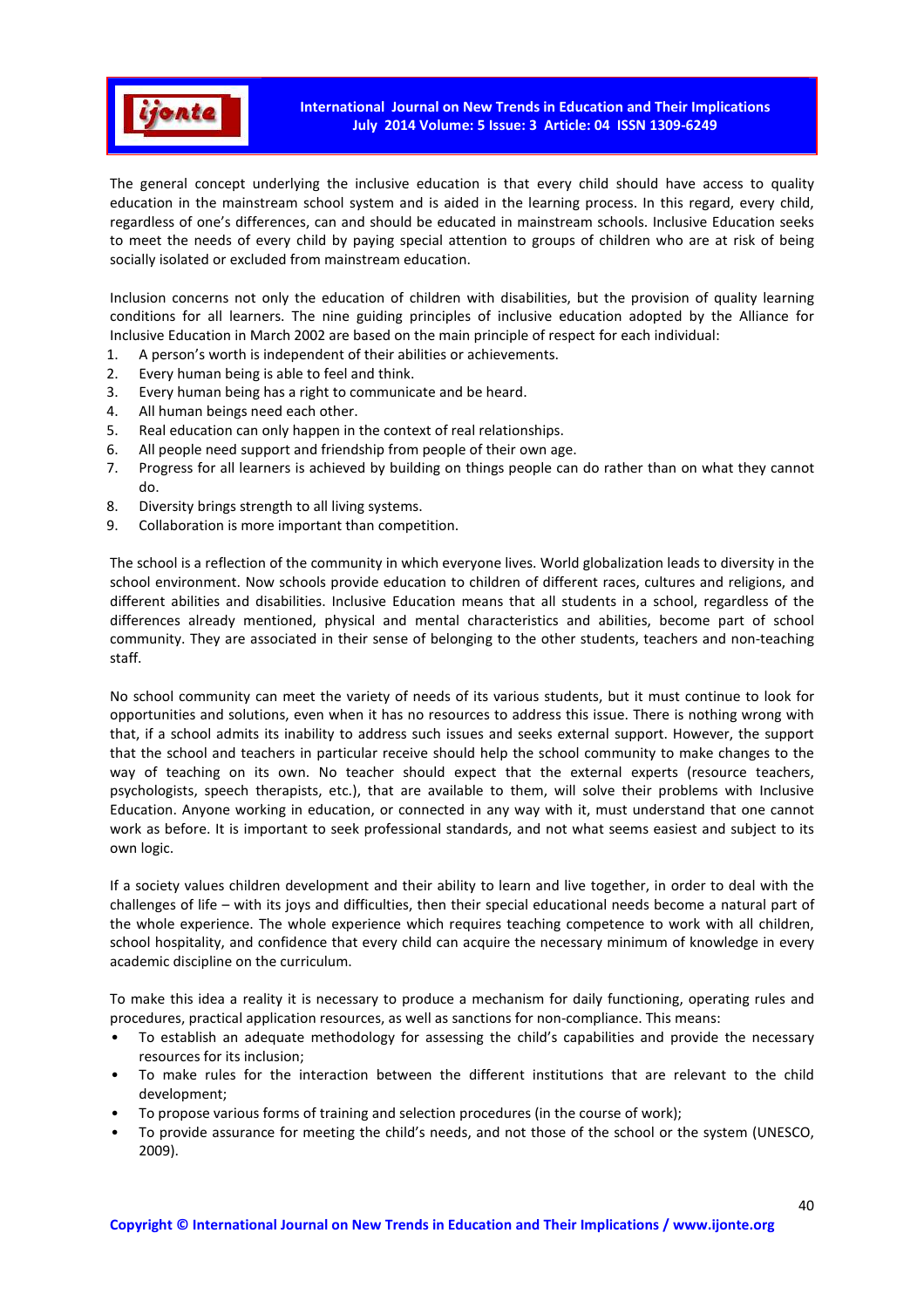The general concept underlying the inclusive education is that every child should have access to quality education in the mainstream school system and is aided in the learning process. In this regard, every child, regardless of one's differences, can and should be educated in mainstream schools. Inclusive Education seeks to meet the needs of every child by paying special attention to groups of children who are at risk of being socially isolated or excluded from mainstream education.

Inclusion concerns not only the education of children with disabilities, but the provision of quality learning conditions for all learners. The nine guiding principles of inclusive education adopted by the Alliance for Inclusive Education in March 2002 are based on the main principle of respect for each individual:

1. A person's worth is independent of their abilities or achievements.
2. Every human being is able to feel and think.
3. Every human being has a right to communicate and be heard.
4. All human beings need each other.
5. Real education can only happen in the context of real relationships.
6. All people need support and friendship from people of their own age.
7. Progress for all learners is achieved by building on things people can do rather than on what they cannot do.
8. Diversity brings strength to all living systems.
9. Collaboration is more important than competition.

The school is a reflection of the community in which everyone lives. World globalization leads to diversity in the school environment. Now schools provide education to children of different races, cultures and religions, and different abilities and disabilities. Inclusive Education means that all students in a school, regardless of the differences already mentioned, physical and mental characteristics and abilities, become part of school community. They are associated in their sense of belonging to the other students, teachers and non-teaching staff.

No school community can meet the variety of needs of its various students, but it must continue to look for opportunities and solutions, even when it has no resources to address this issue. There is nothing wrong with that, if a school admits its inability to address such issues and seeks external support. However, the support that the school and teachers in particular receive should help the school community to make changes to the way of teaching on its own. No teacher should expect that the external experts (resource teachers, psychologists, speech therapists, etc.), that are available to them, will solve their problems with Inclusive Education. Anyone working in education, or connected in any way with it, must understand that one cannot work as before. It is important to seek professional standards, and not what seems easiest and subject to its own logic.

If a society values children development and their ability to learn and live together, in order to deal with the challenges of life – with its joys and difficulties, then their special educational needs become a natural part of the whole experience. The whole experience which requires teaching competence to work with all children, school hospitality, and confidence that every child can acquire the necessary minimum of knowledge in every academic discipline on the curriculum.

To make this idea a reality it is necessary to produce a mechanism for daily functioning, operating rules and procedures, practical application resources, as well as sanctions for non-compliance. This means:

- To establish an adequate methodology for assessing the child's capabilities and provide the necessary resources for its inclusion;
- To make rules for the interaction between the different institutions that are relevant to the child development;
- To propose various forms of training and selection procedures (in the course of work);
- To provide assurance for meeting the child's needs, and not those of the school or the system (UNESCO, 2009).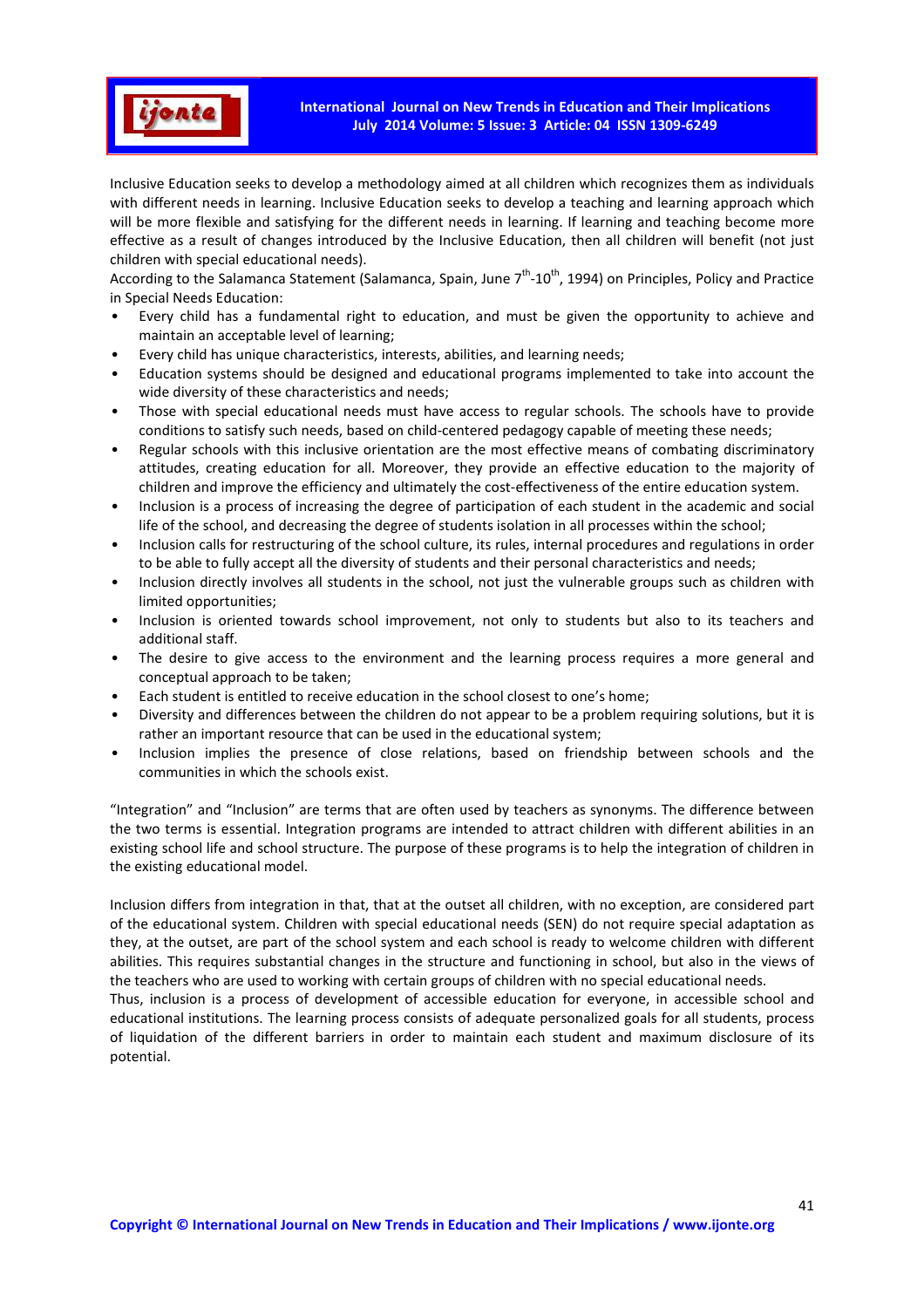Inclusive Education seeks to develop a methodology aimed at all children which recognizes them as individuals with different needs in learning. Inclusive Education seeks to develop a teaching and learning approach which will be more flexible and satisfying for the different needs in learning. If learning and teaching become more effective as a result of changes introduced by the Inclusive Education, then all children will benefit (not just children with special educational needs).

According to the Salamanca Statement (Salamanca, Spain, June 7th-10th, 1994) on Principles, Policy and Practice in Special Needs Education:

- Every child has a fundamental right to education, and must be given the opportunity to achieve and maintain an acceptable level of learning;
- Every child has unique characteristics, interests, abilities, and learning needs;
- Education systems should be designed and educational programs implemented to take into account the wide diversity of these characteristics and needs;
- Those with special educational needs must have access to regular schools. The schools have to provide conditions to satisfy such needs, based on child-centered pedagogy capable of meeting these needs;
- Regular schools with this inclusive orientation are the most effective means of combating discriminatory attitudes, creating education for all. Moreover, they provide an effective education to the majority of children and improve the efficiency and ultimately the cost-effectiveness of the entire education system.
- Inclusion is a process of increasing the degree of participation of each student in the academic and social life of the school, and decreasing the degree of students isolation in all processes within the school;
- Inclusion calls for restructuring of the school culture, its rules, internal procedures and regulations in order to be able to fully accept all the diversity of students and their personal characteristics and needs;
- Inclusion directly involves all students in the school, not just the vulnerable groups such as children with limited opportunities;
- Inclusion is oriented towards school improvement, not only to students but also to its teachers and additional staff.
- The desire to give access to the environment and the learning process requires a more general and conceptual approach to be taken;
- Each student is entitled to receive education in the school closest to one's home;
- Diversity and differences between the children do not appear to be a problem requiring solutions, but it is rather an important resource that can be used in the educational system;
- Inclusion implies the presence of close relations, based on friendship between schools and the communities in which the schools exist.

"Integration" and "Inclusion" are terms that are often used by teachers as synonyms. The difference between the two terms is essential. Integration programs are intended to attract children with different abilities in an existing school life and school structure. The purpose of these programs is to help the integration of children in the existing educational model.

Inclusion differs from integration in that, that at the outset all children, with no exception, are considered part of the educational system. Children with special educational needs (SEN) do not require special adaptation as they, at the outset, are part of the school system and each school is ready to welcome children with different abilities. This requires substantial changes in the structure and functioning in school, but also in the views of the teachers who are used to working with certain groups of children with no special educational needs.

Thus, inclusion is a process of development of accessible education for everyone, in accessible school and educational institutions. The learning process consists of adequate personalized goals for all students, process of liquidation of the different barriers in order to maintain each student and maximum disclosure of its potential.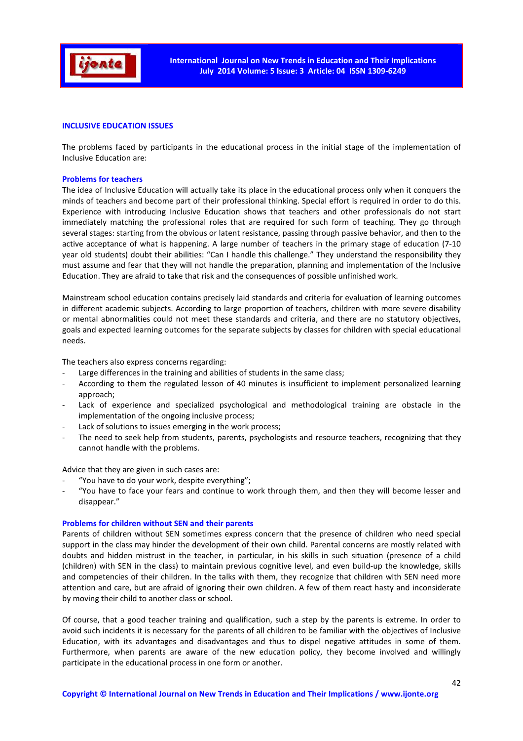## INCLUSIVE EDUCATION ISSUES

The problems faced by participants in the educational process in the initial stage of the implementation of Inclusive Education are:

### Problems for teachers

The idea of Inclusive Education will actually take its place in the educational process only when it conquers the minds of teachers and become part of their professional thinking. Special effort is required in order to do this. Experience with introducing Inclusive Education shows that teachers and other professionals do not start immediately matching the professional roles that are required for such form of teaching. They go through several stages: starting from the obvious or latent resistance, passing through passive behavior, and then to the active acceptance of what is happening. A large number of teachers in the primary stage of education (7-10 year old students) doubt their abilities: "Can I handle this challenge." They understand the responsibility they must assume and fear that they will not handle the preparation, planning and implementation of the Inclusive Education. They are afraid to take that risk and the consequences of possible unfinished work.

Mainstream school education contains precisely laid standards and criteria for evaluation of learning outcomes in different academic subjects. According to large proportion of teachers, children with more severe disability or mental abnormalities could not meet these standards and criteria, and there are no statutory objectives, goals and expected learning outcomes for the separate subjects by classes for children with special educational needs.

The teachers also express concerns regarding:

- Large differences in the training and abilities of students in the same class;
- According to them the regulated lesson of 40 minutes is insufficient to implement personalized learning approach;
- Lack of experience and specialized psychological and methodological training are obstacle in the implementation of the ongoing inclusive process;
- Lack of solutions to issues emerging in the work process;
- The need to seek help from students, parents, psychologists and resource teachers, recognizing that they cannot handle with the problems.

Advice that they are given in such cases are:

- "You have to do your work, despite everything";
- "You have to face your fears and continue to work through them, and then they will become lesser and disappear."

### Problems for children without SEN and their parents

Parents of children without SEN sometimes express concern that the presence of children who need special support in the class may hinder the development of their own child. Parental concerns are mostly related with doubts and hidden mistrust in the teacher, in particular, in his skills in such situation (presence of a child (children) with SEN in the class) to maintain previous cognitive level, and even build-up the knowledge, skills and competencies of their children. In the talks with them, they recognize that children with SEN need more attention and care, but are afraid of ignoring their own children. A few of them react hasty and inconsiderate by moving their child to another class or school.

Of course, that a good teacher training and qualification, such a step by the parents is extreme. In order to avoid such incidents it is necessary for the parents of all children to be familiar with the objectives of Inclusive Education, with its advantages and disadvantages and thus to dispel negative attitudes in some of them. Furthermore, when parents are aware of the new education policy, they become involved and willingly participate in the educational process in one form or another.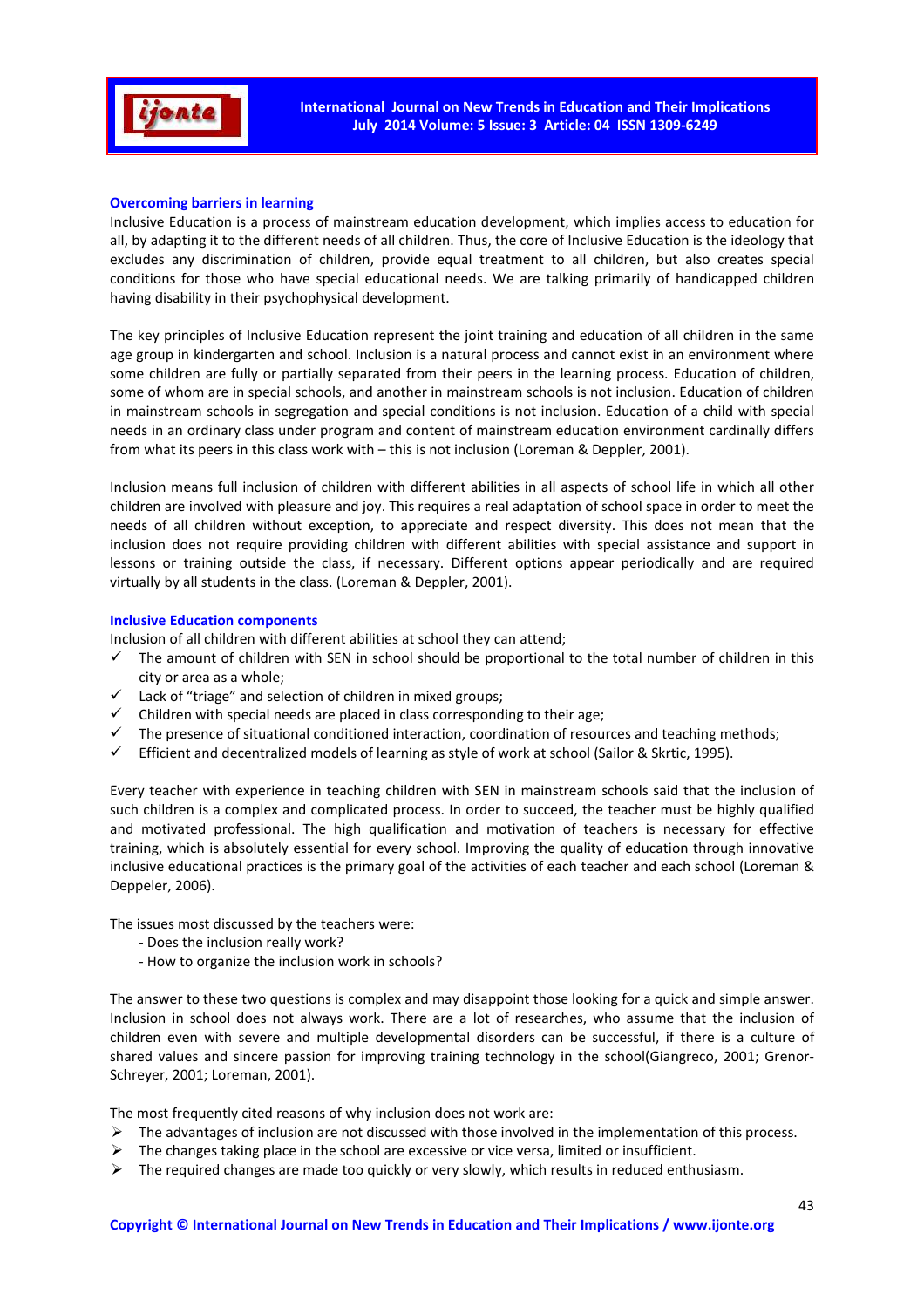### Overcoming barriers in learning

Inclusive Education is a process of mainstream education development, which implies access to education for all, by adapting it to the different needs of all children. Thus, the core of Inclusive Education is the ideology that excludes any discrimination of children, provide equal treatment to all children, but also creates special conditions for those who have special educational needs. We are talking primarily of handicapped children having disability in their psychophysical development.

The key principles of Inclusive Education represent the joint training and education of all children in the same age group in kindergarten and school. Inclusion is a natural process and cannot exist in an environment where some children are fully or partially separated from their peers in the learning process. Education of children, some of whom are in special schools, and another in mainstream schools is not inclusion. Education of children in mainstream schools in segregation and special conditions is not inclusion. Education of a child with special needs in an ordinary class under program and content of mainstream education environment cardinally differs from what its peers in this class work with – this is not inclusion (Loreman & Deppler, 2001).

Inclusion means full inclusion of children with different abilities in all aspects of school life in which all other children are involved with pleasure and joy. This requires a real adaptation of school space in order to meet the needs of all children without exception, to appreciate and respect diversity. This does not mean that the inclusion does not require providing children with different abilities with special assistance and support in lessons or training outside the class, if necessary. Different options appear periodically and are required virtually by all students in the class. (Loreman & Deppler, 2001).

### Inclusive Education components

Inclusion of all children with different abilities at school they can attend;

- ✓ The amount of children with SEN in school should be proportional to the total number of children in this city or area as a whole;
- ✓ Lack of "triage" and selection of children in mixed groups;
- ✓ Children with special needs are placed in class corresponding to their age;
- ✓ The presence of situational conditioned interaction, coordination of resources and teaching methods;
- ✓ Efficient and decentralized models of learning as style of work at school (Sailor & Skrtic, 1995).

Every teacher with experience in teaching children with SEN in mainstream schools said that the inclusion of such children is a complex and complicated process. In order to succeed, the teacher must be highly qualified and motivated professional. The high qualification and motivation of teachers is necessary for effective training, which is absolutely essential for every school. Improving the quality of education through innovative inclusive educational practices is the primary goal of the activities of each teacher and each school (Loreman & Deppeler, 2006).

The issues most discussed by the teachers were:

- Does the inclusion really work?
- How to organize the inclusion work in schools?

The answer to these two questions is complex and may disappoint those looking for a quick and simple answer. Inclusion in school does not always work. There are a lot of researches, who assume that the inclusion of children even with severe and multiple developmental disorders can be successful, if there is a culture of shared values and sincere passion for improving training technology in the school(Giangreco, 2001; Grenor-Schreyer, 2001; Loreman, 2001).

The most frequently cited reasons of why inclusion does not work are:

- ➢ The advantages of inclusion are not discussed with those involved in the implementation of this process.
- ➢ The changes taking place in the school are excessive or vice versa, limited or insufficient.
- ➢ The required changes are made too quickly or very slowly, which results in reduced enthusiasm.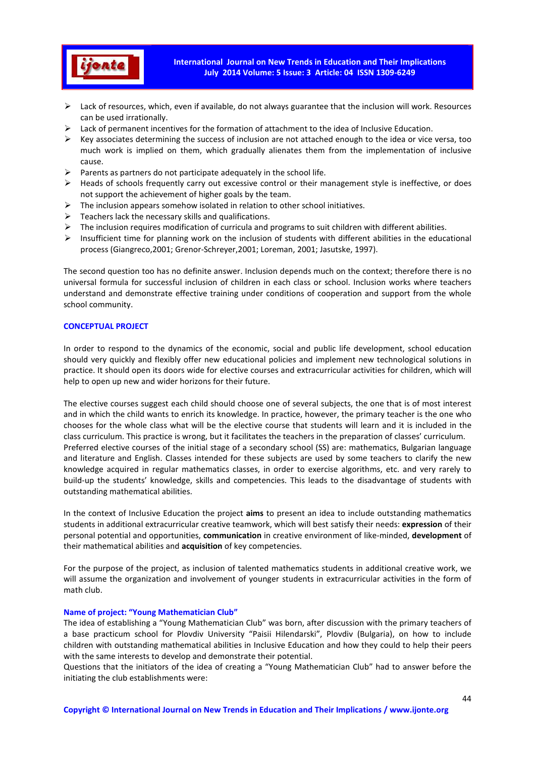- Lack of resources, which, even if available, do not always guarantee that the inclusion will work. Resources can be used irrationally.
- Lack of permanent incentives for the formation of attachment to the idea of Inclusive Education.
- Key associates determining the success of inclusion are not attached enough to the idea or vice versa, too much work is implied on them, which gradually alienates them from the implementation of inclusive cause.
- Parents as partners do not participate adequately in the school life.
- Heads of schools frequently carry out excessive control or their management style is ineffective, or does not support the achievement of higher goals by the team.
- The inclusion appears somehow isolated in relation to other school initiatives.
- Teachers lack the necessary skills and qualifications.
- The inclusion requires modification of curricula and programs to suit children with different abilities.
- Insufficient time for planning work on the inclusion of students with different abilities in the educational process (Giangreco,2001; Grenor-Schreyer,2001; Loreman, 2001; Jasutske, 1997).

The second question too has no definite answer. Inclusion depends much on the context; therefore there is no universal formula for successful inclusion of children in each class or school. Inclusion works where teachers understand and demonstrate effective training under conditions of cooperation and support from the whole school community.

## CONCEPTUAL PROJECT

In order to respond to the dynamics of the economic, social and public life development, school education should very quickly and flexibly offer new educational policies and implement new technological solutions in practice. It should open its doors wide for elective courses and extracurricular activities for children, which will help to open up new and wider horizons for their future.

The elective courses suggest each child should choose one of several subjects, the one that is of most interest and in which the child wants to enrich its knowledge. In practice, however, the primary teacher is the one who chooses for the whole class what will be the elective course that students will learn and it is included in the class curriculum. This practice is wrong, but it facilitates the teachers in the preparation of classes' curriculum. Preferred elective courses of the initial stage of a secondary school (SS) are: mathematics, Bulgarian language and literature and English. Classes intended for these subjects are used by some teachers to clarify the new knowledge acquired in regular mathematics classes, in order to exercise algorithms, etc. and very rarely to build-up the students' knowledge, skills and competencies. This leads to the disadvantage of students with outstanding mathematical abilities.

In the context of Inclusive Education the project **aims** to present an idea to include outstanding mathematics students in additional extracurricular creative teamwork, which will best satisfy their needs: **expression** of their personal potential and opportunities, **communication** in creative environment of like-minded, **development** of their mathematical abilities and **acquisition** of key competencies.

For the purpose of the project, as inclusion of talented mathematics students in additional creative work, we will assume the organization and involvement of younger students in extracurricular activities in the form of math club.

### Name of project: "Young Mathematician Club"

The idea of establishing a "Young Mathematician Club" was born, after discussion with the primary teachers of a base practicum school for Plovdiv University "Paisii Hilendarski", Plovdiv (Bulgaria), on how to include children with outstanding mathematical abilities in Inclusive Education and how they could to help their peers with the same interests to develop and demonstrate their potential.
Questions that the initiators of the idea of creating a "Young Mathematician Club" had to answer before the initiating the club establishments were: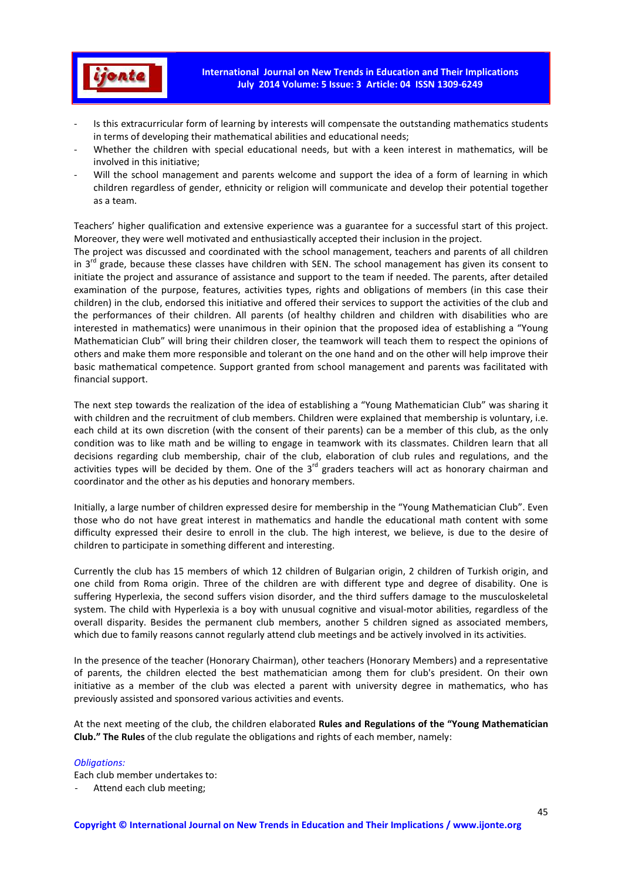- Is this extracurricular form of learning by interests will compensate the outstanding mathematics students in terms of developing their mathematical abilities and educational needs;
- Whether the children with special educational needs, but with a keen interest in mathematics, will be involved in this initiative;
- Will the school management and parents welcome and support the idea of a form of learning in which children regardless of gender, ethnicity or religion will communicate and develop their potential together as a team.

Teachers' higher qualification and extensive experience was a guarantee for a successful start of this project. Moreover, they were well motivated and enthusiastically accepted their inclusion in the project.
The project was discussed and coordinated with the school management, teachers and parents of all children in 3rd grade, because these classes have children with SEN. The school management has given its consent to initiate the project and assurance of assistance and support to the team if needed. The parents, after detailed examination of the purpose, features, activities types, rights and obligations of members (in this case their children) in the club, endorsed this initiative and offered their services to support the activities of the club and the performances of their children. All parents (of healthy children and children with disabilities who are interested in mathematics) were unanimous in their opinion that the proposed idea of establishing a "Young Mathematician Club" will bring their children closer, the teamwork will teach them to respect the opinions of others and make them more responsible and tolerant on the one hand and on the other will help improve their basic mathematical competence. Support granted from school management and parents was facilitated with financial support.

The next step towards the realization of the idea of establishing a "Young Mathematician Club" was sharing it with children and the recruitment of club members. Children were explained that membership is voluntary, i.e. each child at its own discretion (with the consent of their parents) can be a member of this club, as the only condition was to like math and be willing to engage in teamwork with its classmates. Children learn that all decisions regarding club membership, chair of the club, elaboration of club rules and regulations, and the activities types will be decided by them. One of the 3rd graders teachers will act as honorary chairman and coordinator and the other as his deputies and honorary members.

Initially, a large number of children expressed desire for membership in the "Young Mathematician Club". Even those who do not have great interest in mathematics and handle the educational math content with some difficulty expressed their desire to enroll in the club. The high interest, we believe, is due to the desire of children to participate in something different and interesting.

Currently the club has 15 members of which 12 children of Bulgarian origin, 2 children of Turkish origin, and one child from Roma origin. Three of the children are with different type and degree of disability. One is suffering Hyperlexia, the second suffers vision disorder, and the third suffers damage to the musculoskeletal system. The child with Hyperlexia is a boy with unusual cognitive and visual-motor abilities, regardless of the overall disparity. Besides the permanent club members, another 5 children signed as associated members, which due to family reasons cannot regularly attend club meetings and be actively involved in its activities.

In the presence of the teacher (Honorary Chairman), other teachers (Honorary Members) and a representative of parents, the children elected the best mathematician among them for club's president. On their own initiative as a member of the club was elected a parent with university degree in mathematics, who has previously assisted and sponsored various activities and events.

At the next meeting of the club, the children elaborated **Rules and Regulations of the "Young Mathematician Club." The Rules** of the club regulate the obligations and rights of each member, namely:

*Obligations:*
Each club member undertakes to:
- Attend each club meeting;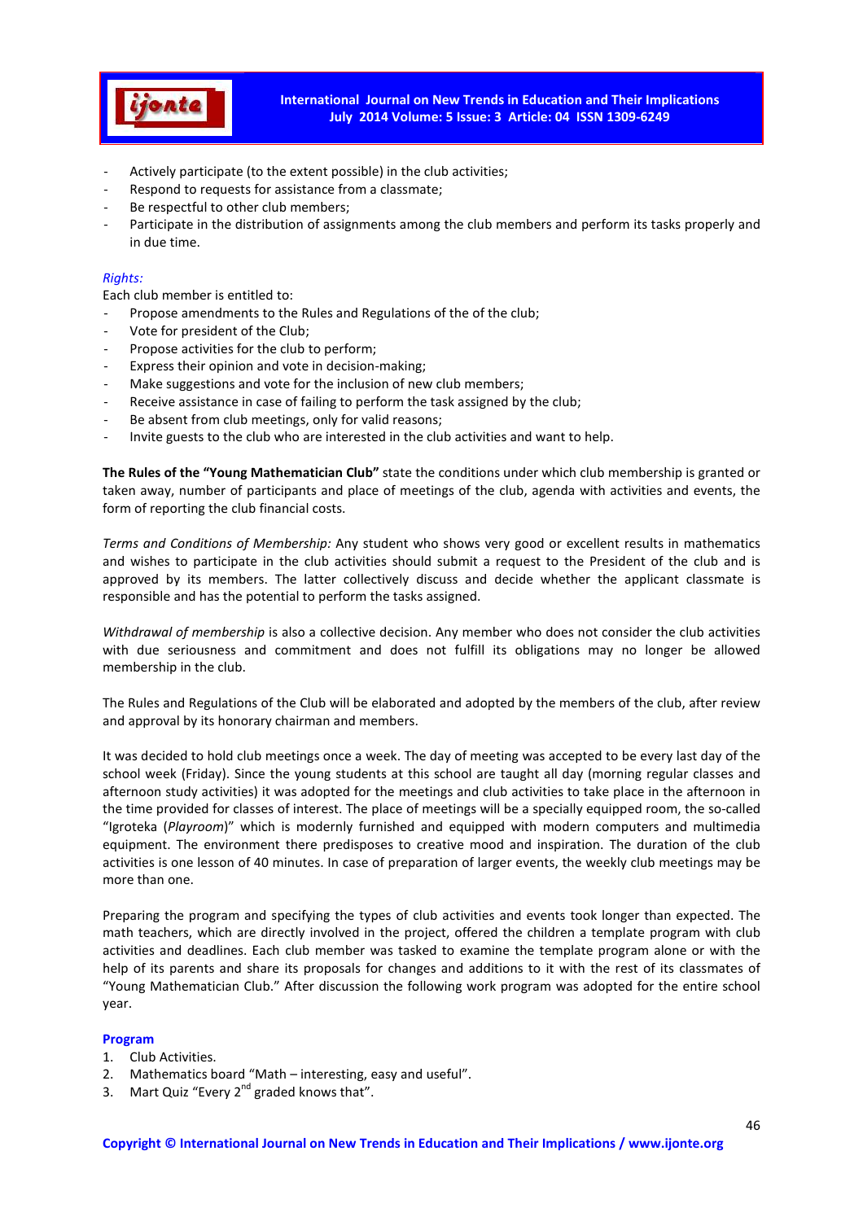- Actively participate (to the extent possible) in the club activities;
- Respond to requests for assistance from a classmate;
- Be respectful to other club members;
- Participate in the distribution of assignments among the club members and perform its tasks properly and in due time.

*Rights:*

Each club member is entitled to:

- Propose amendments to the Rules and Regulations of the of the club;
- Vote for president of the Club;
- Propose activities for the club to perform;
- Express their opinion and vote in decision-making;
- Make suggestions and vote for the inclusion of new club members;
- Receive assistance in case of failing to perform the task assigned by the club;
- Be absent from club meetings, only for valid reasons;
- Invite guests to the club who are interested in the club activities and want to help.

**The Rules of the "Young Mathematician Club"** state the conditions under which club membership is granted or taken away, number of participants and place of meetings of the club, agenda with activities and events, the form of reporting the club financial costs.

*Terms and Conditions of Membership:* Any student who shows very good or excellent results in mathematics and wishes to participate in the club activities should submit a request to the President of the club and is approved by its members. The latter collectively discuss and decide whether the applicant classmate is responsible and has the potential to perform the tasks assigned.

*Withdrawal of membership* is also a collective decision. Any member who does not consider the club activities with due seriousness and commitment and does not fulfill its obligations may no longer be allowed membership in the club.

The Rules and Regulations of the Club will be elaborated and adopted by the members of the club, after review and approval by its honorary chairman and members.

It was decided to hold club meetings once a week. The day of meeting was accepted to be every last day of the school week (Friday). Since the young students at this school are taught all day (morning regular classes and afternoon study activities) it was adopted for the meetings and club activities to take place in the afternoon in the time provided for classes of interest. The place of meetings will be a specially equipped room, the so-called "Igroteka (*Playroom*)" which is modernly furnished and equipped with modern computers and multimedia equipment. The environment there predisposes to creative mood and inspiration. The duration of the club activities is one lesson of 40 minutes. In case of preparation of larger events, the weekly club meetings may be more than one.

Preparing the program and specifying the types of club activities and events took longer than expected. The math teachers, which are directly involved in the project, offered the children a template program with club activities and deadlines. Each club member was tasked to examine the template program alone or with the help of its parents and share its proposals for changes and additions to it with the rest of its classmates of "Young Mathematician Club." After discussion the following work program was adopted for the entire school year.

**Program**

1. Club Activities.
2. Mathematics board "Math – interesting, easy and useful".
3. Mart Quiz "Every 2nd graded knows that".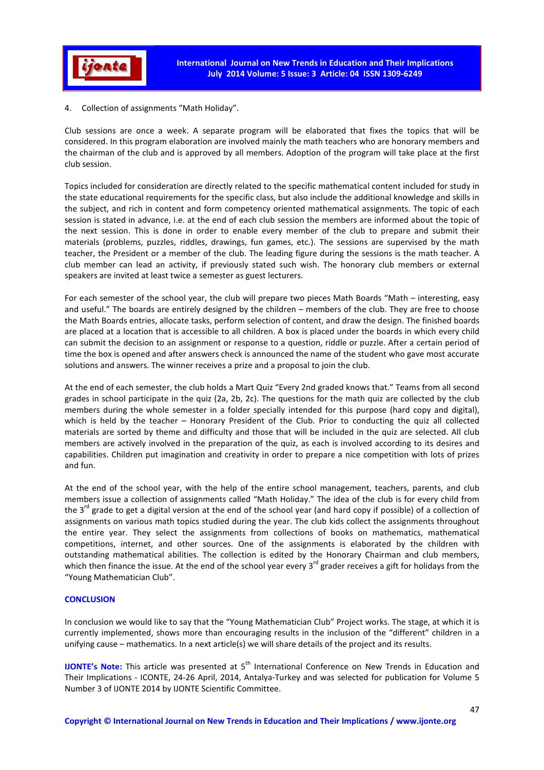4. Collection of assignments "Math Holiday".

Club sessions are once a week. A separate program will be elaborated that fixes the topics that will be considered. In this program elaboration are involved mainly the math teachers who are honorary members and the chairman of the club and is approved by all members. Adoption of the program will take place at the first club session.

Topics included for consideration are directly related to the specific mathematical content included for study in the state educational requirements for the specific class, but also include the additional knowledge and skills in the subject, and rich in content and form competency oriented mathematical assignments. The topic of each session is stated in advance, i.e. at the end of each club session the members are informed about the topic of the next session. This is done in order to enable every member of the club to prepare and submit their materials (problems, puzzles, riddles, drawings, fun games, etc.). The sessions are supervised by the math teacher, the President or a member of the club. The leading figure during the sessions is the math teacher. A club member can lead an activity, if previously stated such wish. The honorary club members or external speakers are invited at least twice a semester as guest lecturers.

For each semester of the school year, the club will prepare two pieces Math Boards "Math – interesting, easy and useful." The boards are entirely designed by the children – members of the club. They are free to choose the Math Boards entries, allocate tasks, perform selection of content, and draw the design. The finished boards are placed at a location that is accessible to all children. A box is placed under the boards in which every child can submit the decision to an assignment or response to a question, riddle or puzzle. After a certain period of time the box is opened and after answers check is announced the name of the student who gave most accurate solutions and answers. The winner receives a prize and a proposal to join the club.

At the end of each semester, the club holds a Mart Quiz "Every 2nd graded knows that." Teams from all second grades in school participate in the quiz (2a, 2b, 2c). The questions for the math quiz are collected by the club members during the whole semester in a folder specially intended for this purpose (hard copy and digital), which is held by the teacher – Honorary President of the Club. Prior to conducting the quiz all collected materials are sorted by theme and difficulty and those that will be included in the quiz are selected. All club members are actively involved in the preparation of the quiz, as each is involved according to its desires and capabilities. Children put imagination and creativity in order to prepare a nice competition with lots of prizes and fun.

At the end of the school year, with the help of the entire school management, teachers, parents, and club members issue a collection of assignments called "Math Holiday." The idea of the club is for every child from the 3rd grade to get a digital version at the end of the school year (and hard copy if possible) of a collection of assignments on various math topics studied during the year. The club kids collect the assignments throughout the entire year. They select the assignments from collections of books on mathematics, mathematical competitions, internet, and other sources. One of the assignments is elaborated by the children with outstanding mathematical abilities. The collection is edited by the Honorary Chairman and club members, which then finance the issue. At the end of the school year every 3rd grader receives a gift for holidays from the "Young Mathematician Club".

## CONCLUSION

In conclusion we would like to say that the "Young Mathematician Club" Project works. The stage, at which it is currently implemented, shows more than encouraging results in the inclusion of the "different" children in a unifying cause – mathematics. In a next article(s) we will share details of the project and its results.

**IJONTE's Note:** This article was presented at 5th International Conference on New Trends in Education and Their Implications - ICONTE, 24-26 April, 2014, Antalya-Turkey and was selected for publication for Volume 5 Number 3 of IJONTE 2014 by IJONTE Scientific Committee.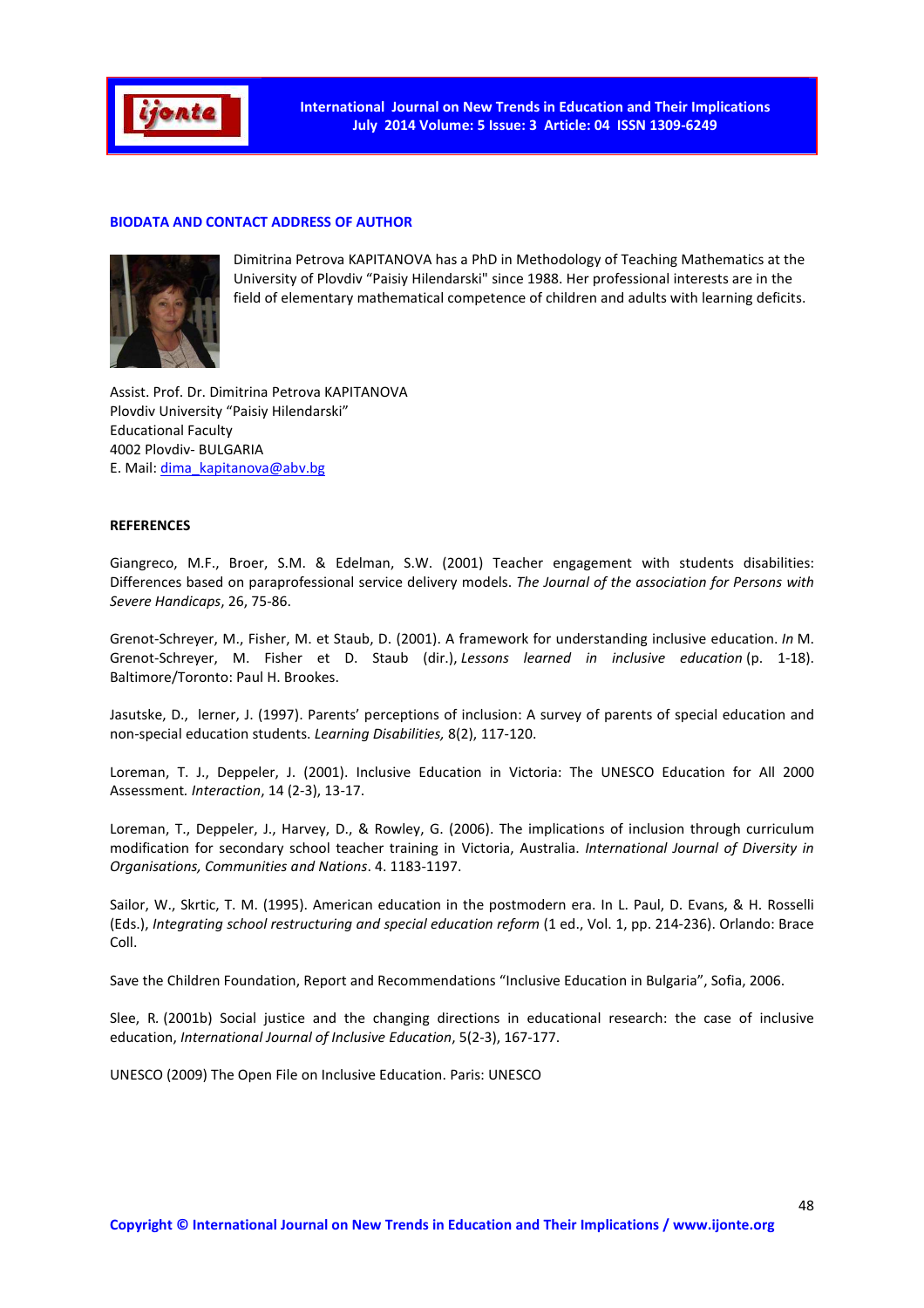## BIODATA AND CONTACT ADDRESS OF AUTHOR

Dimitrina Petrova KAPITANOVA has a PhD in Methodology of Teaching Mathematics at the University of Plovdiv "Paisiy Hilendarski" since 1988. Her professional interests are in the field of elementary mathematical competence of children and adults with learning deficits.

Assist. Prof. Dr. Dimitrina Petrova KAPITANOVA
Plovdiv University "Paisiy Hilendarski"
Educational Faculty
4002 Plovdiv- BULGARIA
E. Mail: dima_kapitanova@abv.bg

## REFERENCES

Giangreco, M.F., Broer, S.M. & Edelman, S.W. (2001) Teacher engagement with students disabilities: Differences based on paraprofessional service delivery models. *The Journal of the association for Persons with Severe Handicaps*, 26, 75-86.

Grenot-Schreyer, M., Fisher, M. et Staub, D. (2001). A framework for understanding inclusive education. *In* M. Grenot-Schreyer, M. Fisher et D. Staub (dir.), *Lessons learned in inclusive education* (p. 1-18). Baltimore/Toronto: Paul H. Brookes.

Jasutske, D., lerner, J. (1997). Parents' perceptions of inclusion: A survey of parents of special education and non-special education students. *Learning Disabilities,* 8(2), 117-120.

Loreman, T. J., Deppeler, J. (2001). Inclusive Education in Victoria: The UNESCO Education for All 2000 Assessment*. Interaction*, 14 (2-3), 13-17.

Loreman, T., Deppeler, J., Harvey, D., & Rowley, G. (2006). The implications of inclusion through curriculum modification for secondary school teacher training in Victoria, Australia. *International Journal of Diversity in Organisations, Communities and Nations*. 4. 1183-1197.

Sailor, W., Skrtic, T. M. (1995). American education in the postmodern era. In L. Paul, D. Evans, & H. Rosselli (Eds.), *Integrating school restructuring and special education reform* (1 ed., Vol. 1, pp. 214-236). Orlando: Brace Coll.

Save the Children Foundation, Report and Recommendations "Inclusive Education in Bulgaria", Sofia, 2006.

Slee, R. (2001b) Social justice and the changing directions in educational research: the case of inclusive education, *International Journal of Inclusive Education*, 5(2-3), 167-177.

UNESCO (2009) The Open File on Inclusive Education. Paris: UNESCO